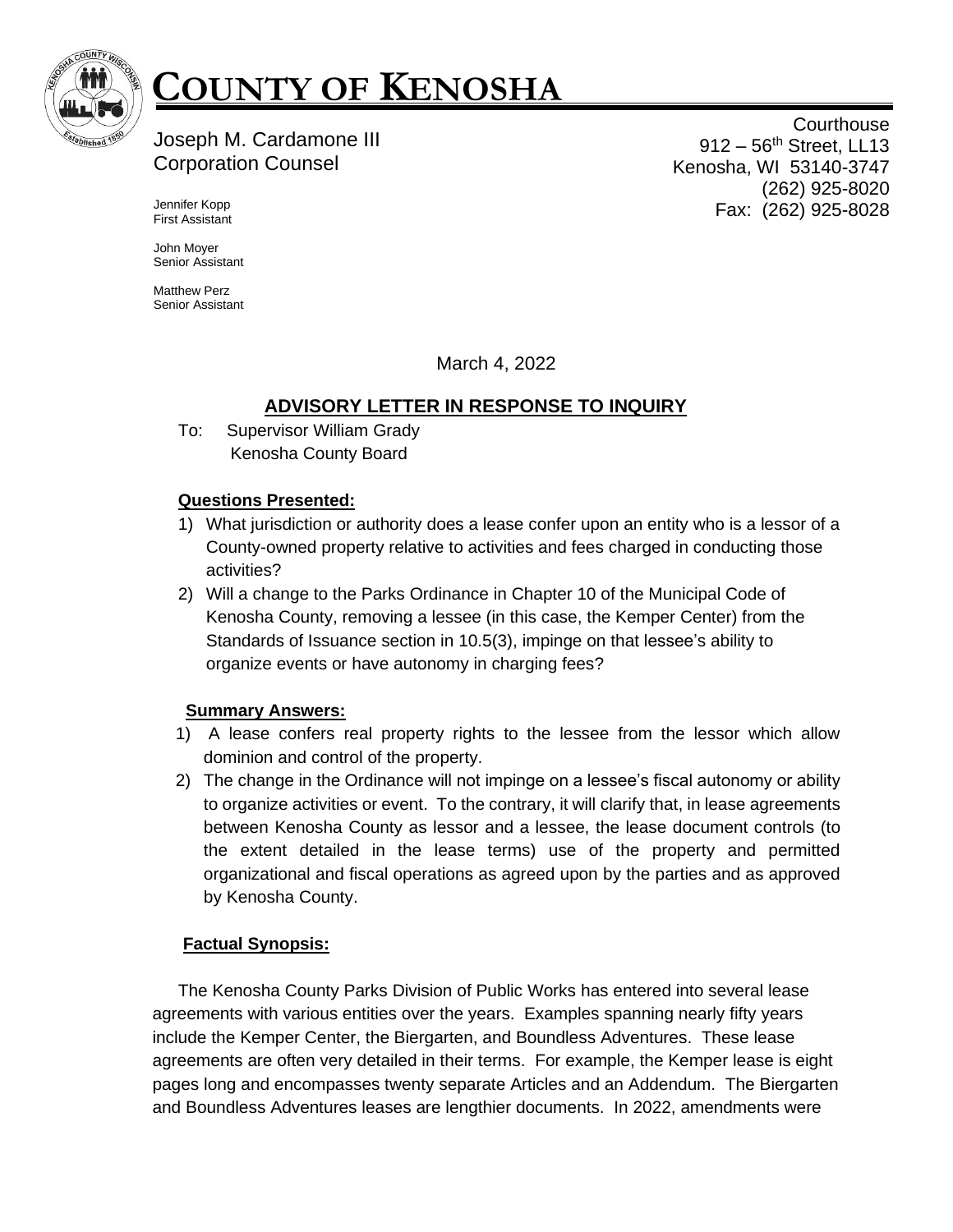# COUNTY OF KENOSHA

Joseph M. Cardamone III
Corporation Counsel

Jennifer Kopp
First Assistant

John Moyer
Senior Assistant

Matthew Perz
Senior Assistant

Courthouse
912 – 56th Street, LL13
Kenosha, WI 53140-3747
(262) 925-8020
Fax: (262) 925-8028

March 4, 2022

## ADVISORY LETTER IN RESPONSE TO INQUIRY

To: Supervisor William Grady
Kenosha County Board

### Questions Presented:

1) What jurisdiction or authority does a lease confer upon an entity who is a lessor of a County-owned property relative to activities and fees charged in conducting those activities?
2) Will a change to the Parks Ordinance in Chapter 10 of the Municipal Code of Kenosha County, removing a lessee (in this case, the Kemper Center) from the Standards of Issuance section in 10.5(3), impinge on that lessee's ability to organize events or have autonomy in charging fees?

### Summary Answers:

1) A lease confers real property rights to the lessee from the lessor which allow dominion and control of the property.
2) The change in the Ordinance will not impinge on a lessee's fiscal autonomy or ability to organize activities or event. To the contrary, it will clarify that, in lease agreements between Kenosha County as lessor and a lessee, the lease document controls (to the extent detailed in the lease terms) use of the property and permitted organizational and fiscal operations as agreed upon by the parties and as approved by Kenosha County.

### Factual Synopsis:

The Kenosha County Parks Division of Public Works has entered into several lease agreements with various entities over the years. Examples spanning nearly fifty years include the Kemper Center, the Biergarten, and Boundless Adventures. These lease agreements are often very detailed in their terms. For example, the Kemper lease is eight pages long and encompasses twenty separate Articles and an Addendum. The Biergarten and Boundless Adventures leases are lengthier documents. In 2022, amendments were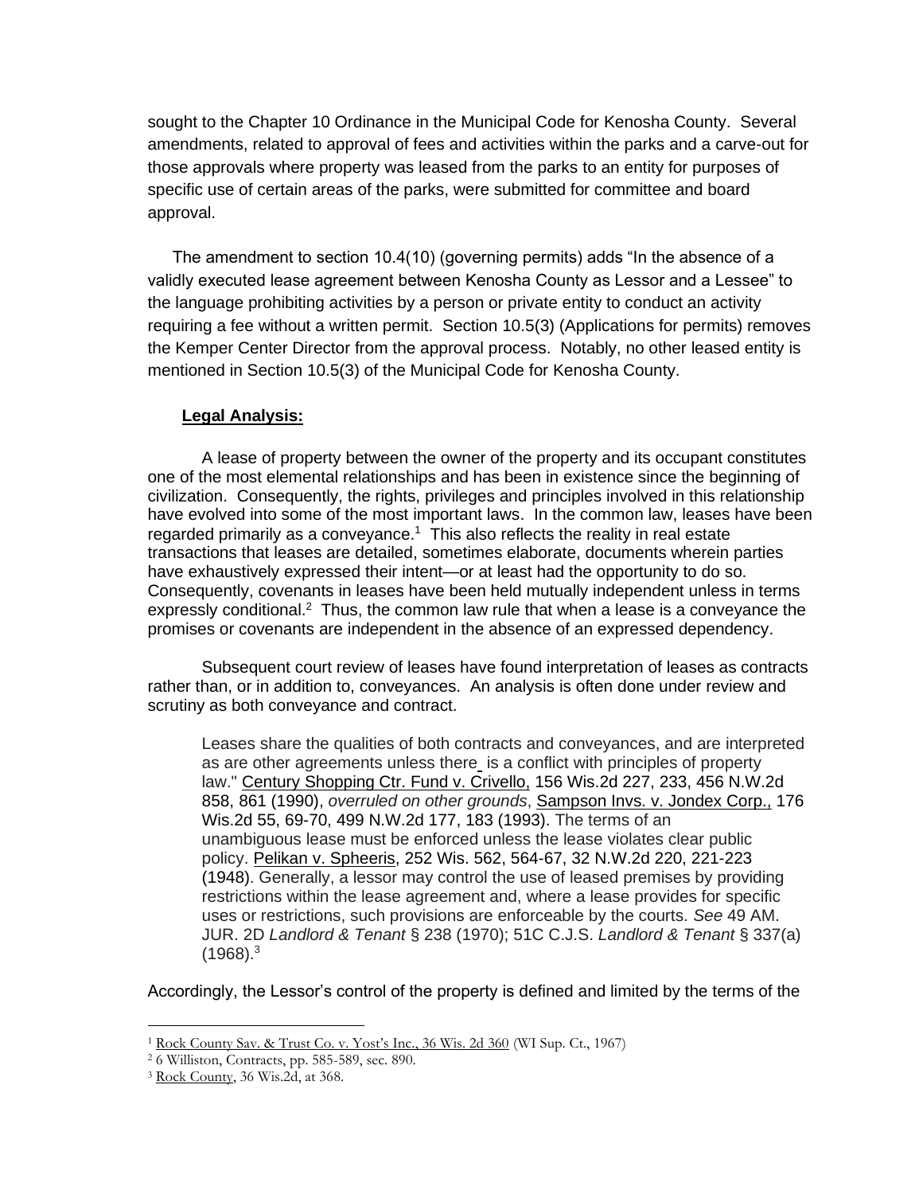sought to the Chapter 10 Ordinance in the Municipal Code for Kenosha County. Several amendments, related to approval of fees and activities within the parks and a carve-out for those approvals where property was leased from the parks to an entity for purposes of specific use of certain areas of the parks, were submitted for committee and board approval.

The amendment to section 10.4(10) (governing permits) adds "In the absence of a validly executed lease agreement between Kenosha County as Lessor and a Lessee" to the language prohibiting activities by a person or private entity to conduct an activity requiring a fee without a written permit. Section 10.5(3) (Applications for permits) removes the Kemper Center Director from the approval process. Notably, no other leased entity is mentioned in Section 10.5(3) of the Municipal Code for Kenosha County.

**Legal Analysis:**

A lease of property between the owner of the property and its occupant constitutes one of the most elemental relationships and has been in existence since the beginning of civilization. Consequently, the rights, privileges and principles involved in this relationship have evolved into some of the most important laws. In the common law, leases have been regarded primarily as a conveyance.[1] This also reflects the reality in real estate transactions that leases are detailed, sometimes elaborate, documents wherein parties have exhaustively expressed their intent—or at least had the opportunity to do so. Consequently, covenants in leases have been held mutually independent unless in terms expressly conditional.[2] Thus, the common law rule that when a lease is a conveyance the promises or covenants are independent in the absence of an expressed dependency.

Subsequent court review of leases have found interpretation of leases as contracts rather than, or in addition to, conveyances. An analysis is often done under review and scrutiny as both conveyance and contract.

> Leases share the qualities of both contracts and conveyances, and are interpreted as are other agreements unless there is a conflict with principles of property law." Century Shopping Ctr. Fund v. Crivello, 156 Wis.2d 227, 233, 456 N.W.2d 858, 861 (1990), *overruled on other grounds*, Sampson Invs. v. Jondex Corp., 176 Wis.2d 55, 69-70, 499 N.W.2d 177, 183 (1993). The terms of an unambiguous lease must be enforced unless the lease violates clear public policy. Pelikan v. Spheeris, 252 Wis. 562, 564-67, 32 N.W.2d 220, 221-223 (1948). Generally, a lessor may control the use of leased premises by providing restrictions within the lease agreement and, where a lease provides for specific uses or restrictions, such provisions are enforceable by the courts. *See* 49 AM. JUR. 2D *Landlord & Tenant* § 238 (1970); 51C C.J.S. *Landlord & Tenant* § 337(a) (1968).[3]

Accordingly, the Lessor's control of the property is defined and limited by the terms of the

---

[1] Rock County Sav. & Trust Co. v. Yost's Inc., 36 Wis. 2d 360 (WI Sup. Ct., 1967)

[2] 6 Williston, Contracts, pp. 585-589, sec. 890.

[3] Rock County, 36 Wis.2d, at 368.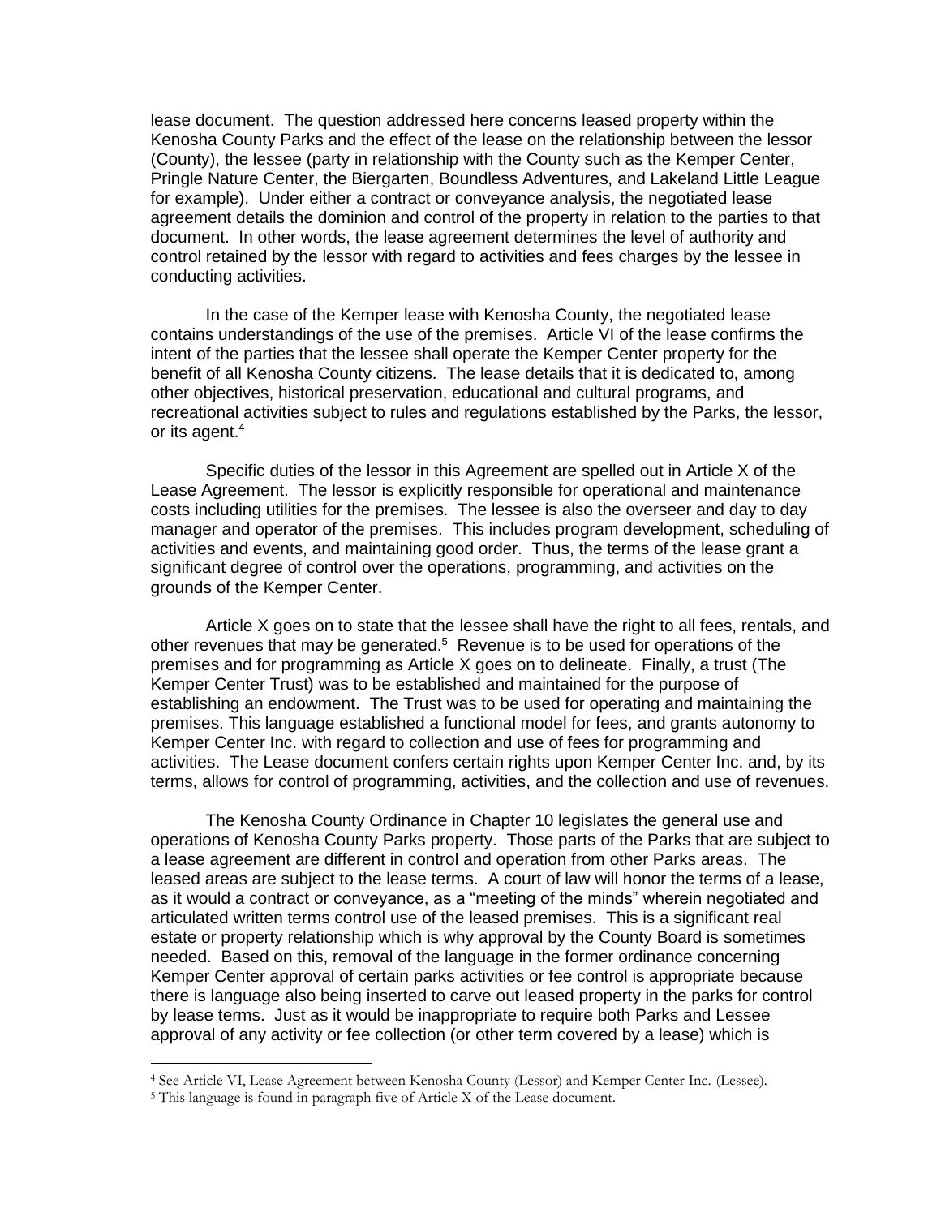lease document. The question addressed here concerns leased property within the Kenosha County Parks and the effect of the lease on the relationship between the lessor (County), the lessee (party in relationship with the County such as the Kemper Center, Pringle Nature Center, the Biergarten, Boundless Adventures, and Lakeland Little League for example). Under either a contract or conveyance analysis, the negotiated lease agreement details the dominion and control of the property in relation to the parties to that document. In other words, the lease agreement determines the level of authority and control retained by the lessor with regard to activities and fees charges by the lessee in conducting activities.

In the case of the Kemper lease with Kenosha County, the negotiated lease contains understandings of the use of the premises. Article VI of the lease confirms the intent of the parties that the lessee shall operate the Kemper Center property for the benefit of all Kenosha County citizens. The lease details that it is dedicated to, among other objectives, historical preservation, educational and cultural programs, and recreational activities subject to rules and regulations established by the Parks, the lessor, or its agent.[4]

Specific duties of the lessor in this Agreement are spelled out in Article X of the Lease Agreement. The lessor is explicitly responsible for operational and maintenance costs including utilities for the premises. The lessee is also the overseer and day to day manager and operator of the premises. This includes program development, scheduling of activities and events, and maintaining good order. Thus, the terms of the lease grant a significant degree of control over the operations, programming, and activities on the grounds of the Kemper Center.

Article X goes on to state that the lessee shall have the right to all fees, rentals, and other revenues that may be generated.[5] Revenue is to be used for operations of the premises and for programming as Article X goes on to delineate. Finally, a trust (The Kemper Center Trust) was to be established and maintained for the purpose of establishing an endowment. The Trust was to be used for operating and maintaining the premises. This language established a functional model for fees, and grants autonomy to Kemper Center Inc. with regard to collection and use of fees for programming and activities. The Lease document confers certain rights upon Kemper Center Inc. and, by its terms, allows for control of programming, activities, and the collection and use of revenues.

The Kenosha County Ordinance in Chapter 10 legislates the general use and operations of Kenosha County Parks property. Those parts of the Parks that are subject to a lease agreement are different in control and operation from other Parks areas. The leased areas are subject to the lease terms. A court of law will honor the terms of a lease, as it would a contract or conveyance, as a "meeting of the minds" wherein negotiated and articulated written terms control use of the leased premises. This is a significant real estate or property relationship which is why approval by the County Board is sometimes needed. Based on this, removal of the language in the former ordinance concerning Kemper Center approval of certain parks activities or fee control is appropriate because there is language also being inserted to carve out leased property in the parks for control by lease terms. Just as it would be inappropriate to require both Parks and Lessee approval of any activity or fee collection (or other term covered by a lease) which is

---

[4] See Article VI, Lease Agreement between Kenosha County (Lessor) and Kemper Center Inc. (Lessee).

[5] This language is found in paragraph five of Article X of the Lease document.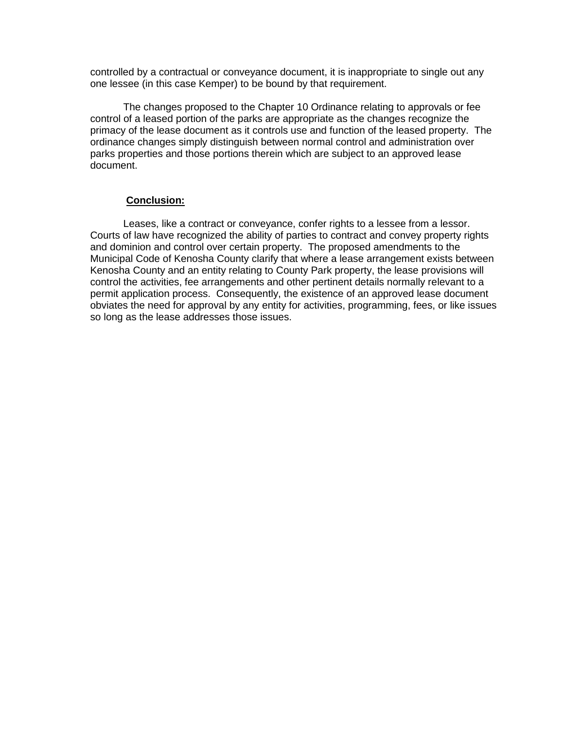controlled by a contractual or conveyance document, it is inappropriate to single out any one lessee (in this case Kemper) to be bound by that requirement.

The changes proposed to the Chapter 10 Ordinance relating to approvals or fee control of a leased portion of the parks are appropriate as the changes recognize the primacy of the lease document as it controls use and function of the leased property. The ordinance changes simply distinguish between normal control and administration over parks properties and those portions therein which are subject to an approved lease document.

**Conclusion:**

Leases, like a contract or conveyance, confer rights to a lessee from a lessor. Courts of law have recognized the ability of parties to contract and convey property rights and dominion and control over certain property. The proposed amendments to the Municipal Code of Kenosha County clarify that where a lease arrangement exists between Kenosha County and an entity relating to County Park property, the lease provisions will control the activities, fee arrangements and other pertinent details normally relevant to a permit application process. Consequently, the existence of an approved lease document obviates the need for approval by any entity for activities, programming, fees, or like issues so long as the lease addresses those issues.